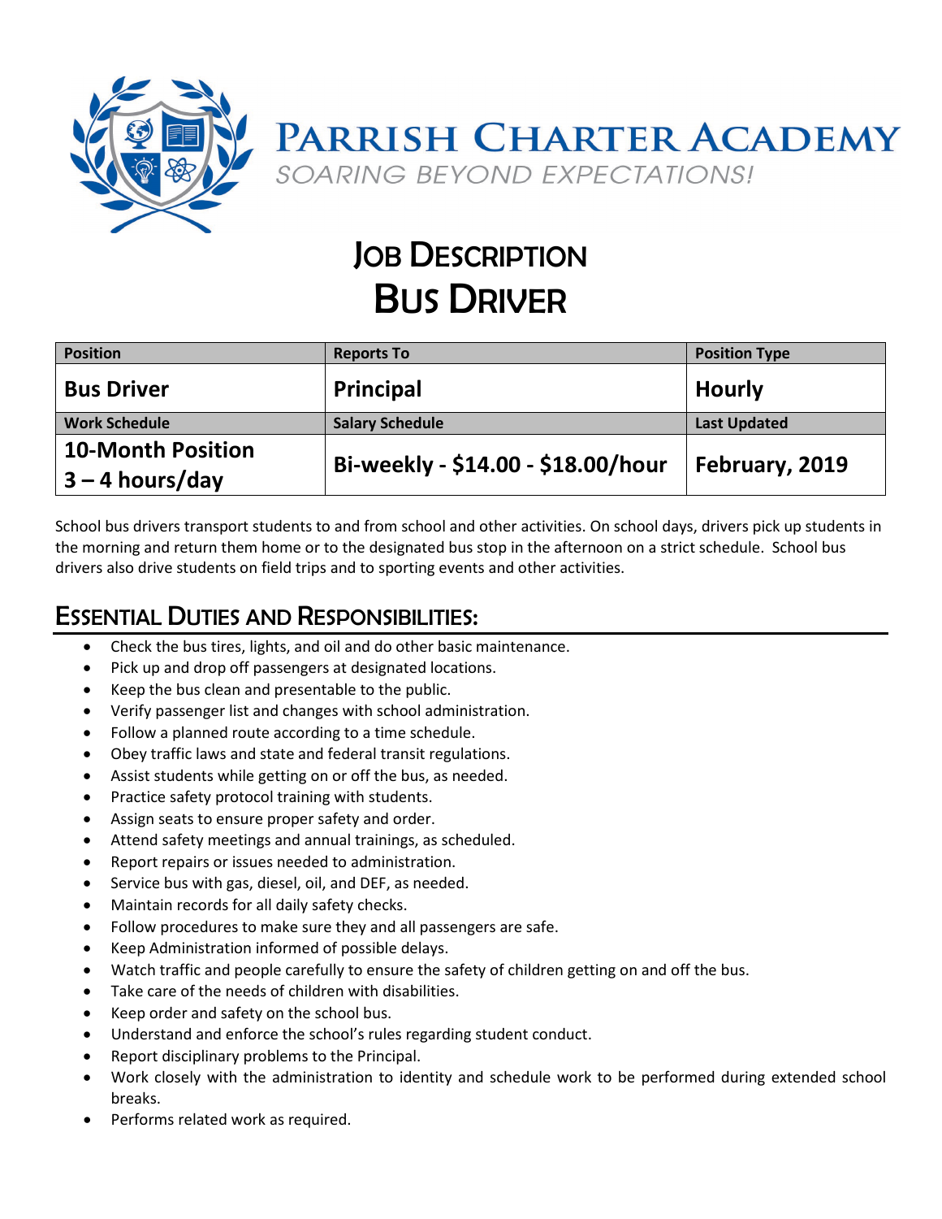# Parrish Charter Academy

*SOARING BEYOND EXPECTATIONS!*

## Job Description
## Bus Driver

| Position | Reports To | Position Type |
|---|---|---|
| **Bus Driver** | **Principal** | **Hourly** |
| **Work Schedule** | **Salary Schedule** | **Last Updated** |
| **10-Month Position 3 – 4 hours/day** | **Bi-weekly - $14.00 - $18.00/hour** | **February, 2019** |

School bus drivers transport students to and from school and other activities. On school days, drivers pick up students in the morning and return them home or to the designated bus stop in the afternoon on a strict schedule. School bus drivers also drive students on field trips and to sporting events and other activities.

## Essential Duties and Responsibilities:

- Check the bus tires, lights, and oil and do other basic maintenance.
- Pick up and drop off passengers at designated locations.
- Keep the bus clean and presentable to the public.
- Verify passenger list and changes with school administration.
- Follow a planned route according to a time schedule.
- Obey traffic laws and state and federal transit regulations.
- Assist students while getting on or off the bus, as needed.
- Practice safety protocol training with students.
- Assign seats to ensure proper safety and order.
- Attend safety meetings and annual trainings, as scheduled.
- Report repairs or issues needed to administration.
- Service bus with gas, diesel, oil, and DEF, as needed.
- Maintain records for all daily safety checks.
- Follow procedures to make sure they and all passengers are safe.
- Keep Administration informed of possible delays.
- Watch traffic and people carefully to ensure the safety of children getting on and off the bus.
- Take care of the needs of children with disabilities.
- Keep order and safety on the school bus.
- Understand and enforce the school's rules regarding student conduct.
- Report disciplinary problems to the Principal.
- Work closely with the administration to identity and schedule work to be performed during extended school breaks.
- Performs related work as required.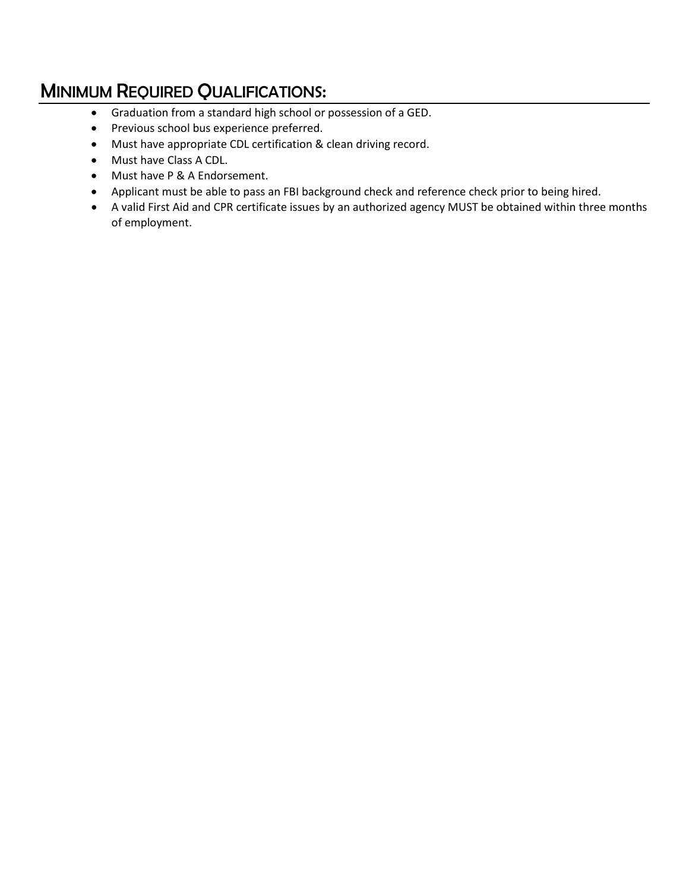## MINIMUM REQUIRED QUALIFICATIONS:

- Graduation from a standard high school or possession of a GED.
- Previous school bus experience preferred.
- Must have appropriate CDL certification & clean driving record.
- Must have Class A CDL.
- Must have P & A Endorsement.
- Applicant must be able to pass an FBI background check and reference check prior to being hired.
- A valid First Aid and CPR certificate issues by an authorized agency MUST be obtained within three months of employment.